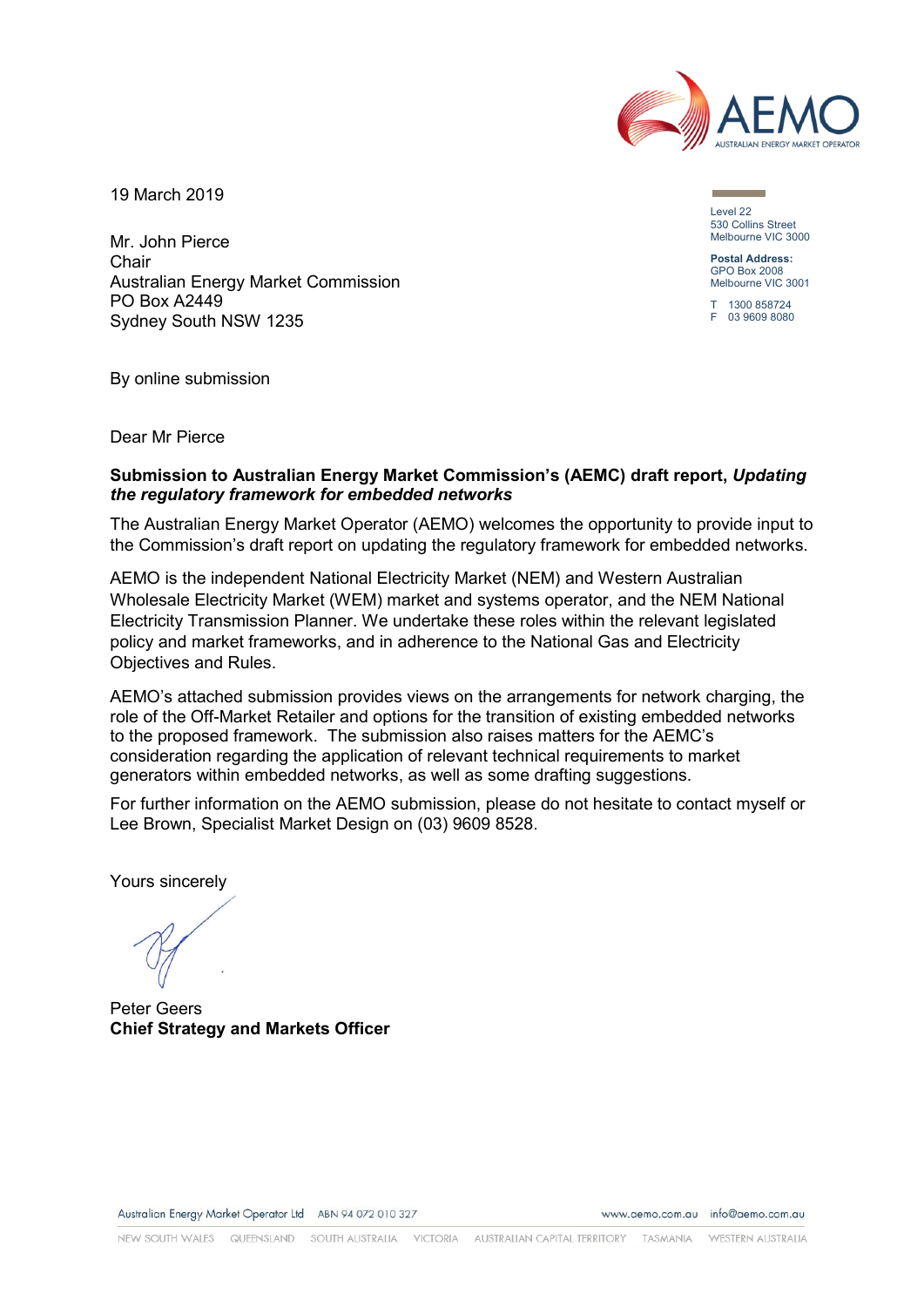19 March 2019

Level 22
530 Collins Street
Melbourne VIC 3000

**Postal Address:**
GPO Box 2008
Melbourne VIC 3001

T 1300 858724
F 03 9609 8080

Mr. John Pierce
Chair
Australian Energy Market Commission
PO Box A2449
Sydney South NSW 1235

By online submission

Dear Mr Pierce

**Submission to Australian Energy Market Commission's (AEMC) draft report, *Updating the regulatory framework for embedded networks***

The Australian Energy Market Operator (AEMO) welcomes the opportunity to provide input to the Commission's draft report on updating the regulatory framework for embedded networks.

AEMO is the independent National Electricity Market (NEM) and Western Australian Wholesale Electricity Market (WEM) market and systems operator, and the NEM National Electricity Transmission Planner. We undertake these roles within the relevant legislated policy and market frameworks, and in adherence to the National Gas and Electricity Objectives and Rules.

AEMO's attached submission provides views on the arrangements for network charging, the role of the Off-Market Retailer and options for the transition of existing embedded networks to the proposed framework. The submission also raises matters for the AEMC's consideration regarding the application of relevant technical requirements to market generators within embedded networks, as well as some drafting suggestions.

For further information on the AEMO submission, please do not hesitate to contact myself or Lee Brown, Specialist Market Design on (03) 9609 8528.

Yours sincerely

Peter Geers
**Chief Strategy and Markets Officer**

Australian Energy Market Operator Ltd ABN 94 072 010 327 www.aemo.com.au info@aemo.com.au

NEW SOUTH WALES QUEENSLAND SOUTH AUSTRALIA VICTORIA AUSTRALIAN CAPITAL TERRITORY TASMANIA WESTERN AUSTRALIA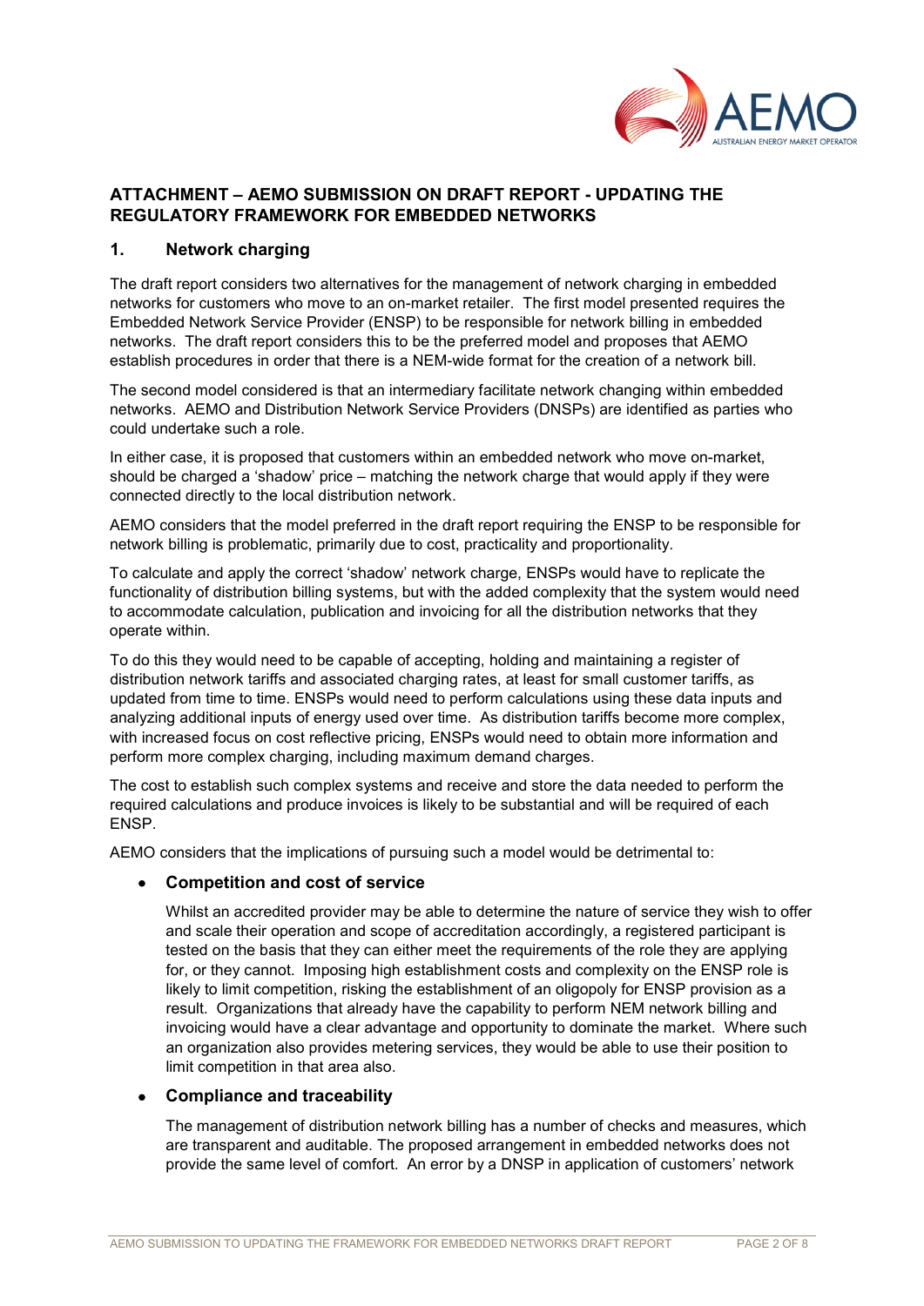# ATTACHMENT – AEMO SUBMISSION ON DRAFT REPORT - UPDATING THE REGULATORY FRAMEWORK FOR EMBEDDED NETWORKS

## 1. Network charging

The draft report considers two alternatives for the management of network charging in embedded networks for customers who move to an on-market retailer. The first model presented requires the Embedded Network Service Provider (ENSP) to be responsible for network billing in embedded networks. The draft report considers this to be the preferred model and proposes that AEMO establish procedures in order that there is a NEM-wide format for the creation of a network bill.

The second model considered is that an intermediary facilitate network changing within embedded networks. AEMO and Distribution Network Service Providers (DNSPs) are identified as parties who could undertake such a role.

In either case, it is proposed that customers within an embedded network who move on-market, should be charged a 'shadow' price – matching the network charge that would apply if they were connected directly to the local distribution network.

AEMO considers that the model preferred in the draft report requiring the ENSP to be responsible for network billing is problematic, primarily due to cost, practicality and proportionality.

To calculate and apply the correct 'shadow' network charge, ENSPs would have to replicate the functionality of distribution billing systems, but with the added complexity that the system would need to accommodate calculation, publication and invoicing for all the distribution networks that they operate within.

To do this they would need to be capable of accepting, holding and maintaining a register of distribution network tariffs and associated charging rates, at least for small customer tariffs, as updated from time to time. ENSPs would need to perform calculations using these data inputs and analyzing additional inputs of energy used over time. As distribution tariffs become more complex, with increased focus on cost reflective pricing, ENSPs would need to obtain more information and perform more complex charging, including maximum demand charges.

The cost to establish such complex systems and receive and store the data needed to perform the required calculations and produce invoices is likely to be substantial and will be required of each ENSP.

AEMO considers that the implications of pursuing such a model would be detrimental to:

- **Competition and cost of service**

  Whilst an accredited provider may be able to determine the nature of service they wish to offer and scale their operation and scope of accreditation accordingly, a registered participant is tested on the basis that they can either meet the requirements of the role they are applying for, or they cannot. Imposing high establishment costs and complexity on the ENSP role is likely to limit competition, risking the establishment of an oligopoly for ENSP provision as a result. Organizations that already have the capability to perform NEM network billing and invoicing would have a clear advantage and opportunity to dominate the market. Where such an organization also provides metering services, they would be able to use their position to limit competition in that area also.

- **Compliance and traceability**

  The management of distribution network billing has a number of checks and measures, which are transparent and auditable. The proposed arrangement in embedded networks does not provide the same level of comfort. An error by a DNSP in application of customers' network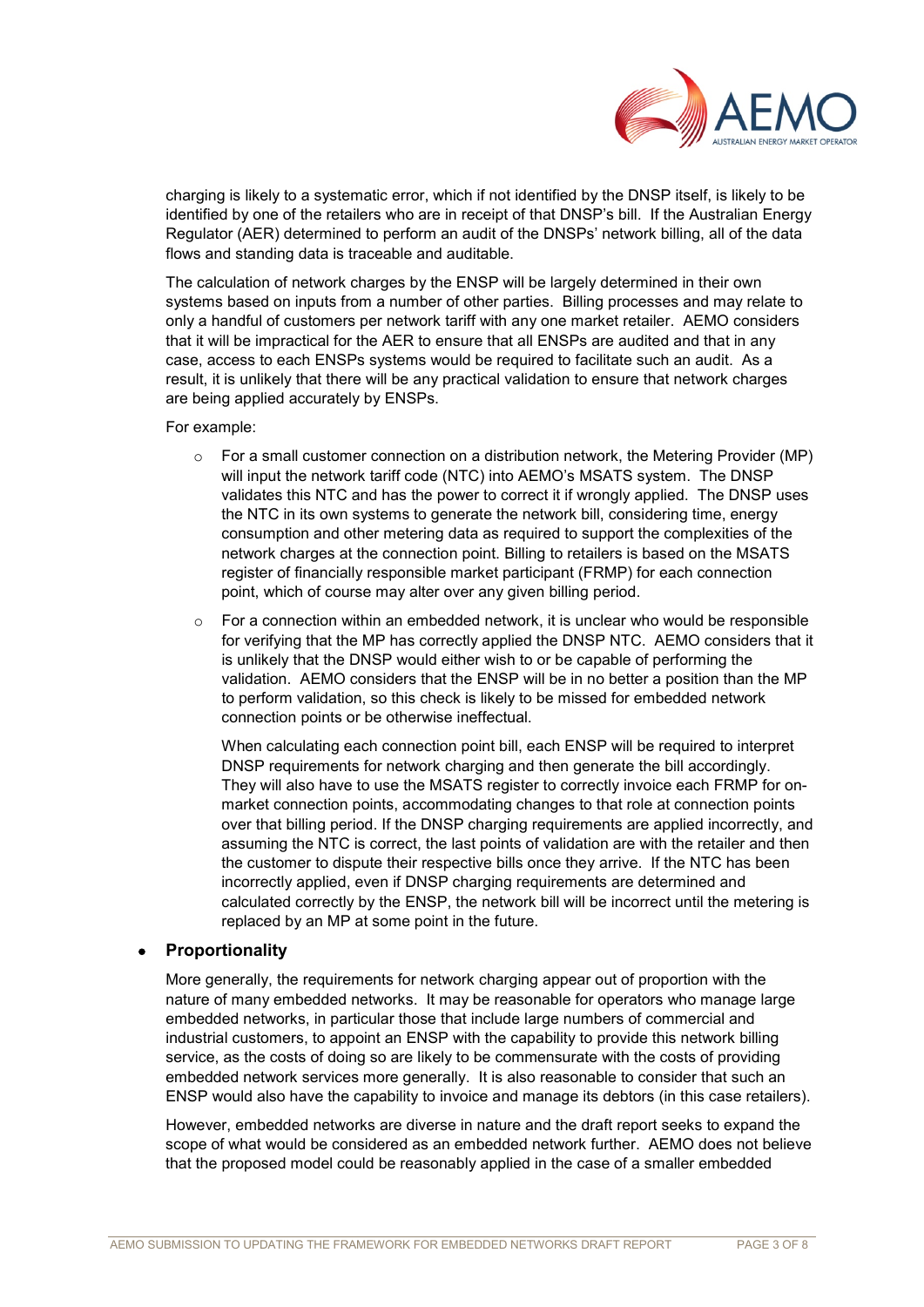charging is likely to a systematic error, which if not identified by the DNSP itself, is likely to be identified by one of the retailers who are in receipt of that DNSP's bill. If the Australian Energy Regulator (AER) determined to perform an audit of the DNSPs' network billing, all of the data flows and standing data is traceable and auditable.

The calculation of network charges by the ENSP will be largely determined in their own systems based on inputs from a number of other parties. Billing processes and may relate to only a handful of customers per network tariff with any one market retailer. AEMO considers that it will be impractical for the AER to ensure that all ENSPs are audited and that in any case, access to each ENSPs systems would be required to facilitate such an audit. As a result, it is unlikely that there will be any practical validation to ensure that network charges are being applied accurately by ENSPs.

For example:

- For a small customer connection on a distribution network, the Metering Provider (MP) will input the network tariff code (NTC) into AEMO's MSATS system. The DNSP validates this NTC and has the power to correct it if wrongly applied. The DNSP uses the NTC in its own systems to generate the network bill, considering time, energy consumption and other metering data as required to support the complexities of the network charges at the connection point. Billing to retailers is based on the MSATS register of financially responsible market participant (FRMP) for each connection point, which of course may alter over any given billing period.
- For a connection within an embedded network, it is unclear who would be responsible for verifying that the MP has correctly applied the DNSP NTC. AEMO considers that it is unlikely that the DNSP would either wish to or be capable of performing the validation. AEMO considers that the ENSP will be in no better a position than the MP to perform validation, so this check is likely to be missed for embedded network connection points or be otherwise ineffectual.

  When calculating each connection point bill, each ENSP will be required to interpret DNSP requirements for network charging and then generate the bill accordingly. They will also have to use the MSATS register to correctly invoice each FRMP for on-market connection points, accommodating changes to that role at connection points over that billing period. If the DNSP charging requirements are applied incorrectly, and assuming the NTC is correct, the last points of validation are with the retailer and then the customer to dispute their respective bills once they arrive. If the NTC has been incorrectly applied, even if DNSP charging requirements are determined and calculated correctly by the ENSP, the network bill will be incorrect until the metering is replaced by an MP at some point in the future.

- **Proportionality**

  More generally, the requirements for network charging appear out of proportion with the nature of many embedded networks. It may be reasonable for operators who manage large embedded networks, in particular those that include large numbers of commercial and industrial customers, to appoint an ENSP with the capability to provide this network billing service, as the costs of doing so are likely to be commensurate with the costs of providing embedded network services more generally. It is also reasonable to consider that such an ENSP would also have the capability to invoice and manage its debtors (in this case retailers).

  However, embedded networks are diverse in nature and the draft report seeks to expand the scope of what would be considered as an embedded network further. AEMO does not believe that the proposed model could be reasonably applied in the case of a smaller embedded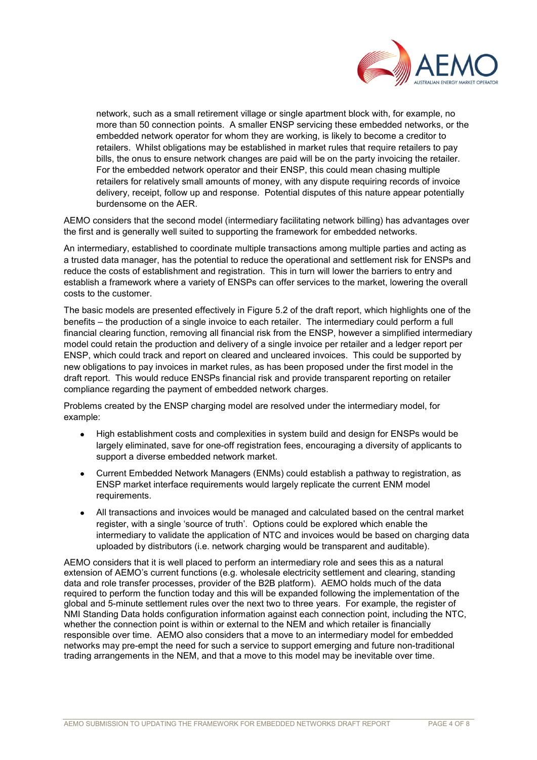network, such as a small retirement village or single apartment block with, for example, no more than 50 connection points. A smaller ENSP servicing these embedded networks, or the embedded network operator for whom they are working, is likely to become a creditor to retailers. Whilst obligations may be established in market rules that require retailers to pay bills, the onus to ensure network changes are paid will be on the party invoicing the retailer. For the embedded network operator and their ENSP, this could mean chasing multiple retailers for relatively small amounts of money, with any dispute requiring records of invoice delivery, receipt, follow up and response. Potential disputes of this nature appear potentially burdensome on the AER.

AEMO considers that the second model (intermediary facilitating network billing) has advantages over the first and is generally well suited to supporting the framework for embedded networks.

An intermediary, established to coordinate multiple transactions among multiple parties and acting as a trusted data manager, has the potential to reduce the operational and settlement risk for ENSPs and reduce the costs of establishment and registration. This in turn will lower the barriers to entry and establish a framework where a variety of ENSPs can offer services to the market, lowering the overall costs to the customer.

The basic models are presented effectively in Figure 5.2 of the draft report, which highlights one of the benefits – the production of a single invoice to each retailer. The intermediary could perform a full financial clearing function, removing all financial risk from the ENSP, however a simplified intermediary model could retain the production and delivery of a single invoice per retailer and a ledger report per ENSP, which could track and report on cleared and uncleared invoices. This could be supported by new obligations to pay invoices in market rules, as has been proposed under the first model in the draft report. This would reduce ENSPs financial risk and provide transparent reporting on retailer compliance regarding the payment of embedded network charges.

Problems created by the ENSP charging model are resolved under the intermediary model, for example:

- High establishment costs and complexities in system build and design for ENSPs would be largely eliminated, save for one-off registration fees, encouraging a diversity of applicants to support a diverse embedded network market.
- Current Embedded Network Managers (ENMs) could establish a pathway to registration, as ENSP market interface requirements would largely replicate the current ENM model requirements.
- All transactions and invoices would be managed and calculated based on the central market register, with a single 'source of truth'. Options could be explored which enable the intermediary to validate the application of NTC and invoices would be based on charging data uploaded by distributors (i.e. network charging would be transparent and auditable).

AEMO considers that it is well placed to perform an intermediary role and sees this as a natural extension of AEMO's current functions (e.g. wholesale electricity settlement and clearing, standing data and role transfer processes, provider of the B2B platform). AEMO holds much of the data required to perform the function today and this will be expanded following the implementation of the global and 5-minute settlement rules over the next two to three years. For example, the register of NMI Standing Data holds configuration information against each connection point, including the NTC, whether the connection point is within or external to the NEM and which retailer is financially responsible over time. AEMO also considers that a move to an intermediary model for embedded networks may pre-empt the need for such a service to support emerging and future non-traditional trading arrangements in the NEM, and that a move to this model may be inevitable over time.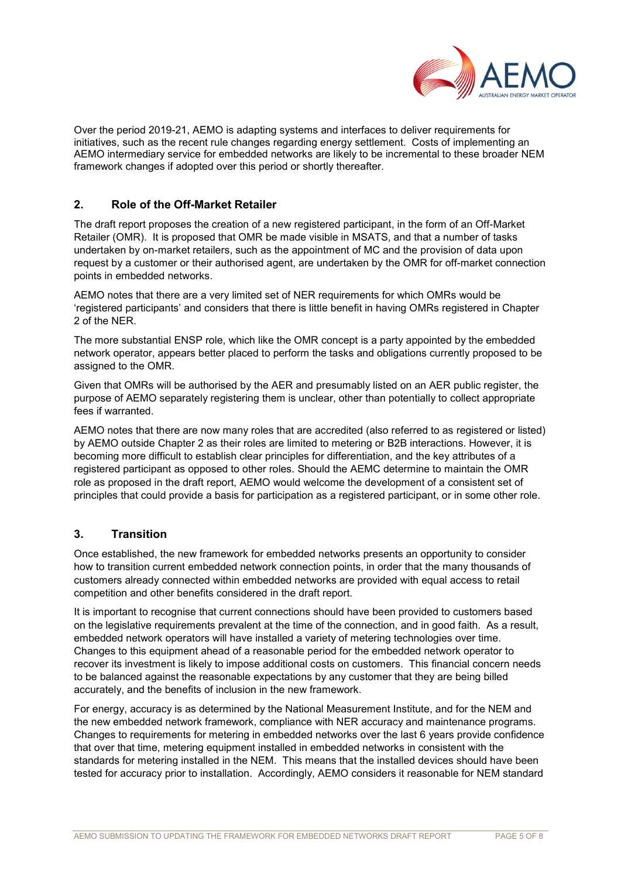Over the period 2019-21, AEMO is adapting systems and interfaces to deliver requirements for initiatives, such as the recent rule changes regarding energy settlement. Costs of implementing an AEMO intermediary service for embedded networks are likely to be incremental to these broader NEM framework changes if adopted over this period or shortly thereafter.

## 2. Role of the Off-Market Retailer

The draft report proposes the creation of a new registered participant, in the form of an Off-Market Retailer (OMR). It is proposed that OMR be made visible in MSATS, and that a number of tasks undertaken by on-market retailers, such as the appointment of MC and the provision of data upon request by a customer or their authorised agent, are undertaken by the OMR for off-market connection points in embedded networks.

AEMO notes that there are a very limited set of NER requirements for which OMRs would be 'registered participants' and considers that there is little benefit in having OMRs registered in Chapter 2 of the NER.

The more substantial ENSP role, which like the OMR concept is a party appointed by the embedded network operator, appears better placed to perform the tasks and obligations currently proposed to be assigned to the OMR.

Given that OMRs will be authorised by the AER and presumably listed on an AER public register, the purpose of AEMO separately registering them is unclear, other than potentially to collect appropriate fees if warranted.

AEMO notes that there are now many roles that are accredited (also referred to as registered or listed) by AEMO outside Chapter 2 as their roles are limited to metering or B2B interactions. However, it is becoming more difficult to establish clear principles for differentiation, and the key attributes of a registered participant as opposed to other roles. Should the AEMC determine to maintain the OMR role as proposed in the draft report, AEMO would welcome the development of a consistent set of principles that could provide a basis for participation as a registered participant, or in some other role.

## 3. Transition

Once established, the new framework for embedded networks presents an opportunity to consider how to transition current embedded network connection points, in order that the many thousands of customers already connected within embedded networks are provided with equal access to retail competition and other benefits considered in the draft report.

It is important to recognise that current connections should have been provided to customers based on the legislative requirements prevalent at the time of the connection, and in good faith. As a result, embedded network operators will have installed a variety of metering technologies over time. Changes to this equipment ahead of a reasonable period for the embedded network operator to recover its investment is likely to impose additional costs on customers. This financial concern needs to be balanced against the reasonable expectations by any customer that they are being billed accurately, and the benefits of inclusion in the new framework.

For energy, accuracy is as determined by the National Measurement Institute, and for the NEM and the new embedded network framework, compliance with NER accuracy and maintenance programs. Changes to requirements for metering in embedded networks over the last 6 years provide confidence that over that time, metering equipment installed in embedded networks in consistent with the standards for metering installed in the NEM. This means that the installed devices should have been tested for accuracy prior to installation. Accordingly, AEMO considers it reasonable for NEM standard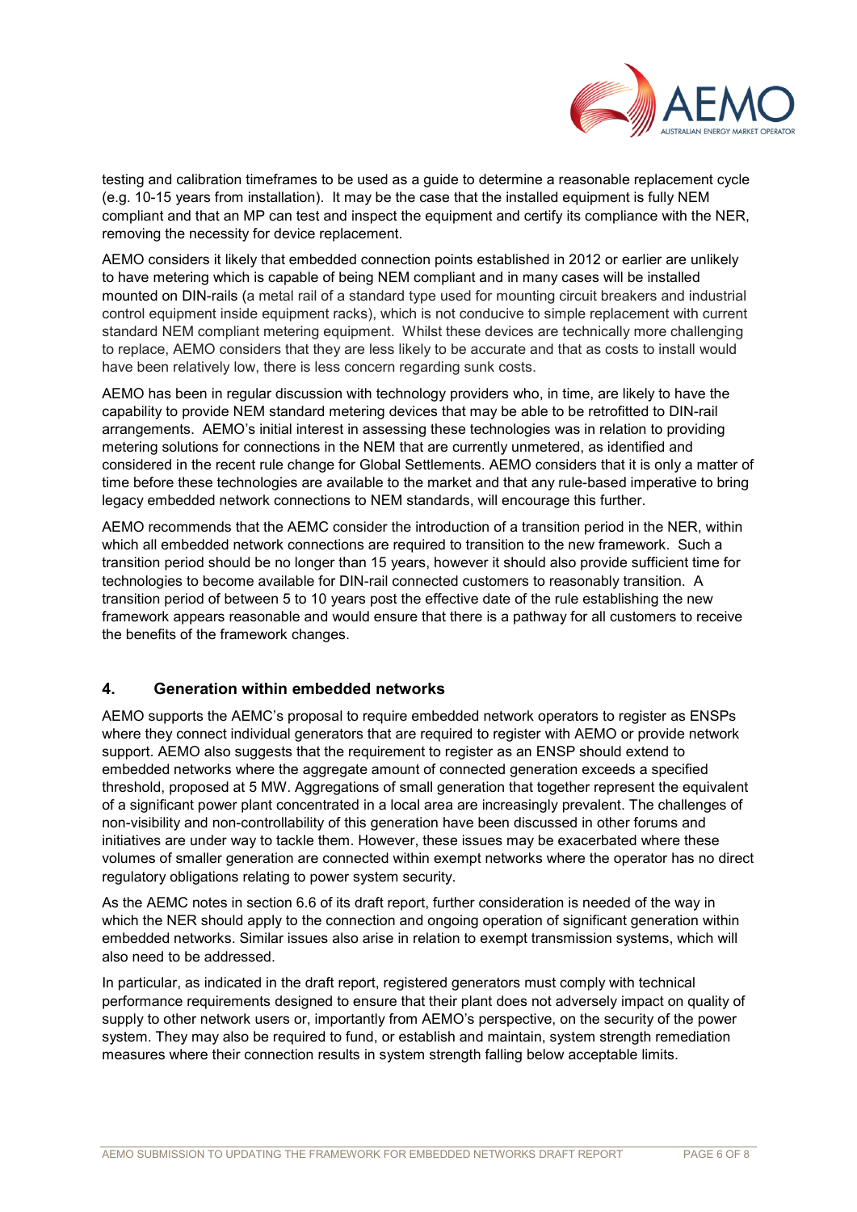testing and calibration timeframes to be used as a guide to determine a reasonable replacement cycle (e.g. 10-15 years from installation). It may be the case that the installed equipment is fully NEM compliant and that an MP can test and inspect the equipment and certify its compliance with the NER, removing the necessity for device replacement.

AEMO considers it likely that embedded connection points established in 2012 or earlier are unlikely to have metering which is capable of being NEM compliant and in many cases will be installed mounted on DIN-rails (a metal rail of a standard type used for mounting circuit breakers and industrial control equipment inside equipment racks), which is not conducive to simple replacement with current standard NEM compliant metering equipment. Whilst these devices are technically more challenging to replace, AEMO considers that they are less likely to be accurate and that as costs to install would have been relatively low, there is less concern regarding sunk costs.

AEMO has been in regular discussion with technology providers who, in time, are likely to have the capability to provide NEM standard metering devices that may be able to be retrofitted to DIN-rail arrangements. AEMO's initial interest in assessing these technologies was in relation to providing metering solutions for connections in the NEM that are currently unmetered, as identified and considered in the recent rule change for Global Settlements. AEMO considers that it is only a matter of time before these technologies are available to the market and that any rule-based imperative to bring legacy embedded network connections to NEM standards, will encourage this further.

AEMO recommends that the AEMC consider the introduction of a transition period in the NER, within which all embedded network connections are required to transition to the new framework. Such a transition period should be no longer than 15 years, however it should also provide sufficient time for technologies to become available for DIN-rail connected customers to reasonably transition. A transition period of between 5 to 10 years post the effective date of the rule establishing the new framework appears reasonable and would ensure that there is a pathway for all customers to receive the benefits of the framework changes.

## 4. Generation within embedded networks

AEMO supports the AEMC's proposal to require embedded network operators to register as ENSPs where they connect individual generators that are required to register with AEMO or provide network support. AEMO also suggests that the requirement to register as an ENSP should extend to embedded networks where the aggregate amount of connected generation exceeds a specified threshold, proposed at 5 MW. Aggregations of small generation that together represent the equivalent of a significant power plant concentrated in a local area are increasingly prevalent. The challenges of non-visibility and non-controllability of this generation have been discussed in other forums and initiatives are under way to tackle them. However, these issues may be exacerbated where these volumes of smaller generation are connected within exempt networks where the operator has no direct regulatory obligations relating to power system security.

As the AEMC notes in section 6.6 of its draft report, further consideration is needed of the way in which the NER should apply to the connection and ongoing operation of significant generation within embedded networks. Similar issues also arise in relation to exempt transmission systems, which will also need to be addressed.

In particular, as indicated in the draft report, registered generators must comply with technical performance requirements designed to ensure that their plant does not adversely impact on quality of supply to other network users or, importantly from AEMO's perspective, on the security of the power system. They may also be required to fund, or establish and maintain, system strength remediation measures where their connection results in system strength falling below acceptable limits.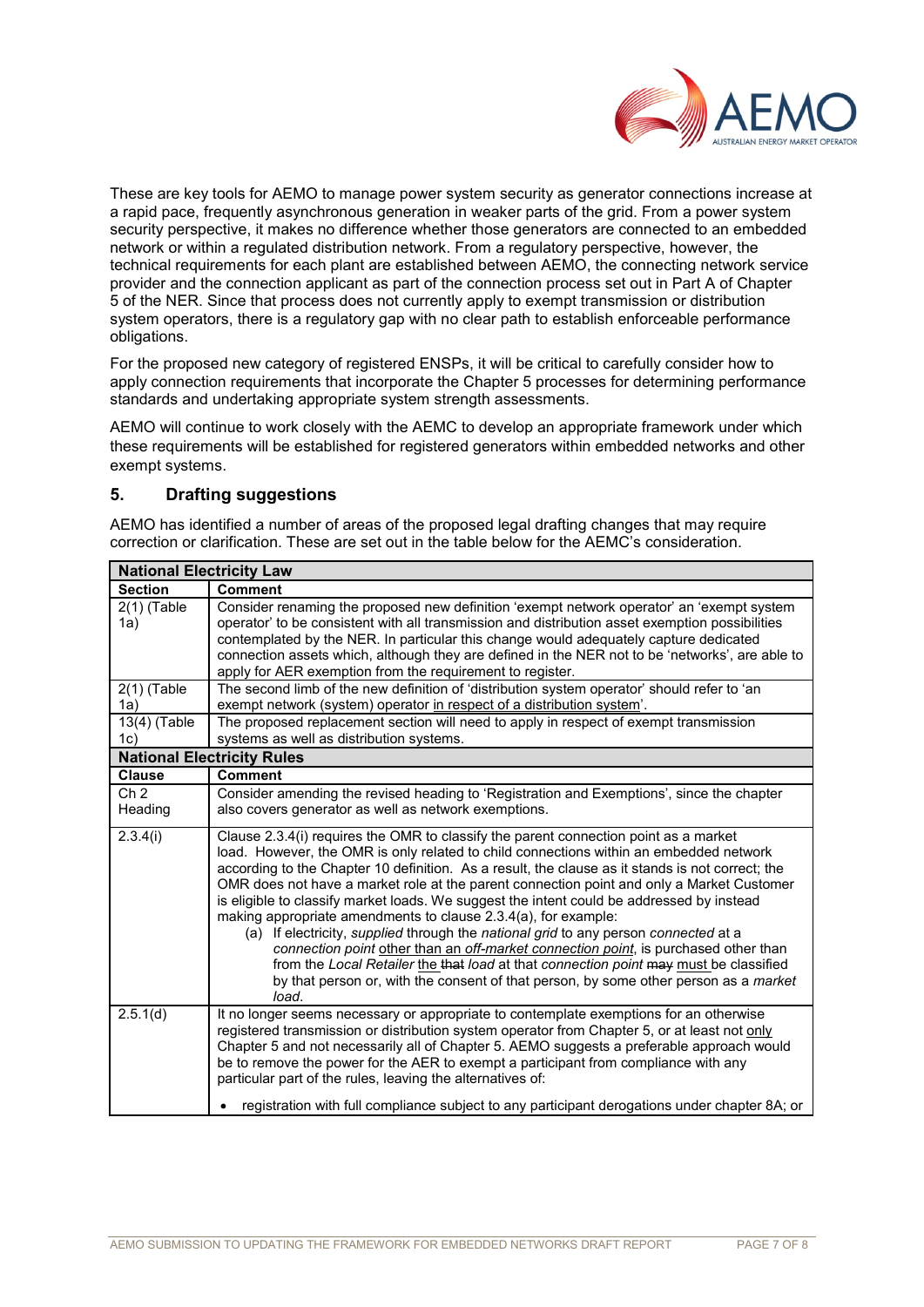These are key tools for AEMO to manage power system security as generator connections increase at a rapid pace, frequently asynchronous generation in weaker parts of the grid. From a power system security perspective, it makes no difference whether those generators are connected to an embedded network or within a regulated distribution network. From a regulatory perspective, however, the technical requirements for each plant are established between AEMO, the connecting network service provider and the connection applicant as part of the connection process set out in Part A of Chapter 5 of the NER. Since that process does not currently apply to exempt transmission or distribution system operators, there is a regulatory gap with no clear path to establish enforceable performance obligations.

For the proposed new category of registered ENSPs, it will be critical to carefully consider how to apply connection requirements that incorporate the Chapter 5 processes for determining performance standards and undertaking appropriate system strength assessments.

AEMO will continue to work closely with the AEMC to develop an appropriate framework under which these requirements will be established for registered generators within embedded networks and other exempt systems.

## 5. Drafting suggestions

AEMO has identified a number of areas of the proposed legal drafting changes that may require correction or clarification. These are set out in the table below for the AEMC's consideration.

| **National Electricity Law** | |
|---|---|
| **Section** | **Comment** |
| 2(1) (Table 1a) | Consider renaming the proposed new definition 'exempt network operator' an 'exempt system operator' to be consistent with all transmission and distribution asset exemption possibilities contemplated by the NER. In particular this change would adequately capture dedicated connection assets which, although they are defined in the NER not to be 'networks', are able to apply for AER exemption from the requirement to register. |
| 2(1) (Table 1a) | The second limb of the new definition of 'distribution system operator' should refer to 'an exempt network (system) operator in respect of a distribution system'. |
| 13(4) (Table 1c) | The proposed replacement section will need to apply in respect of exempt transmission systems as well as distribution systems. |
| **National Electricity Rules** | |
| **Clause** | **Comment** |
| Ch 2 Heading | Consider amending the revised heading to 'Registration and Exemptions', since the chapter also covers generator as well as network exemptions. |
| 2.3.4(i) | Clause 2.3.4(i) requires the OMR to classify the parent connection point as a market load. However, the OMR is only related to child connections within an embedded network according to the Chapter 10 definition. As a result, the clause as it stands is not correct; the OMR does not have a market role at the parent connection point and only a Market Customer is eligible to classify market loads. We suggest the intent could be addressed by instead making appropriate amendments to clause 2.3.4(a), for example: (a) If electricity, *supplied* through the *national grid* to any person *connected* at a *connection point* other than an *off-market connection point*, is purchased other than from the *Local Retailer* the ~~that~~ *load* at that *connection point* ~~may~~ must be classified by that person or, with the consent of that person, by some other person as a *market load*. |
| 2.5.1(d) | It no longer seems necessary or appropriate to contemplate exemptions for an otherwise registered transmission or distribution system operator from Chapter 5, or at least not only Chapter 5 and not necessarily all of Chapter 5. AEMO suggests a preferable approach would be to remove the power for the AER to exempt a participant from compliance with any particular part of the rules, leaving the alternatives of: • registration with full compliance subject to any participant derogations under chapter 8A; or |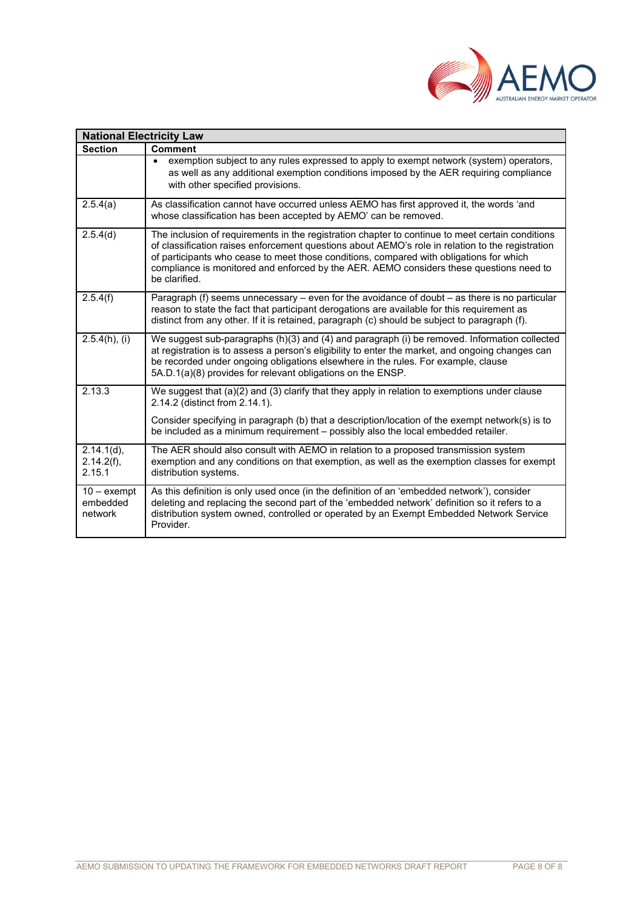| National Electricity Law | |
|---|---|
| **Section** | **Comment** |
| | • exemption subject to any rules expressed to apply to exempt network (system) operators, as well as any additional exemption conditions imposed by the AER requiring compliance with other specified provisions. |
| 2.5.4(a) | As classification cannot have occurred unless AEMO has first approved it, the words 'and whose classification has been accepted by AEMO' can be removed. |
| 2.5.4(d) | The inclusion of requirements in the registration chapter to continue to meet certain conditions of classification raises enforcement questions about AEMO's role in relation to the registration of participants who cease to meet those conditions, compared with obligations for which compliance is monitored and enforced by the AER. AEMO considers these questions need to be clarified. |
| 2.5.4(f) | Paragraph (f) seems unnecessary – even for the avoidance of doubt – as there is no particular reason to state the fact that participant derogations are available for this requirement as distinct from any other. If it is retained, paragraph (c) should be subject to paragraph (f). |
| 2.5.4(h), (i) | We suggest sub-paragraphs (h)(3) and (4) and paragraph (i) be removed. Information collected at registration is to assess a person's eligibility to enter the market, and ongoing changes can be recorded under ongoing obligations elsewhere in the rules. For example, clause 5A.D.1(a)(8) provides for relevant obligations on the ENSP. |
| 2.13.3 | We suggest that (a)(2) and (3) clarify that they apply in relation to exemptions under clause 2.14.2 (distinct from 2.14.1).<br><br>Consider specifying in paragraph (b) that a description/location of the exempt network(s) is to be included as a minimum requirement – possibly also the local embedded retailer. |
| 2.14.1(d), 2.14.2(f), 2.15.1 | The AER should also consult with AEMO in relation to a proposed transmission system exemption and any conditions on that exemption, as well as the exemption classes for exempt distribution systems. |
| 10 – exempt embedded network | As this definition is only used once (in the definition of an 'embedded network'), consider deleting and replacing the second part of the 'embedded network' definition so it refers to a distribution system owned, controlled or operated by an Exempt Embedded Network Service Provider. |